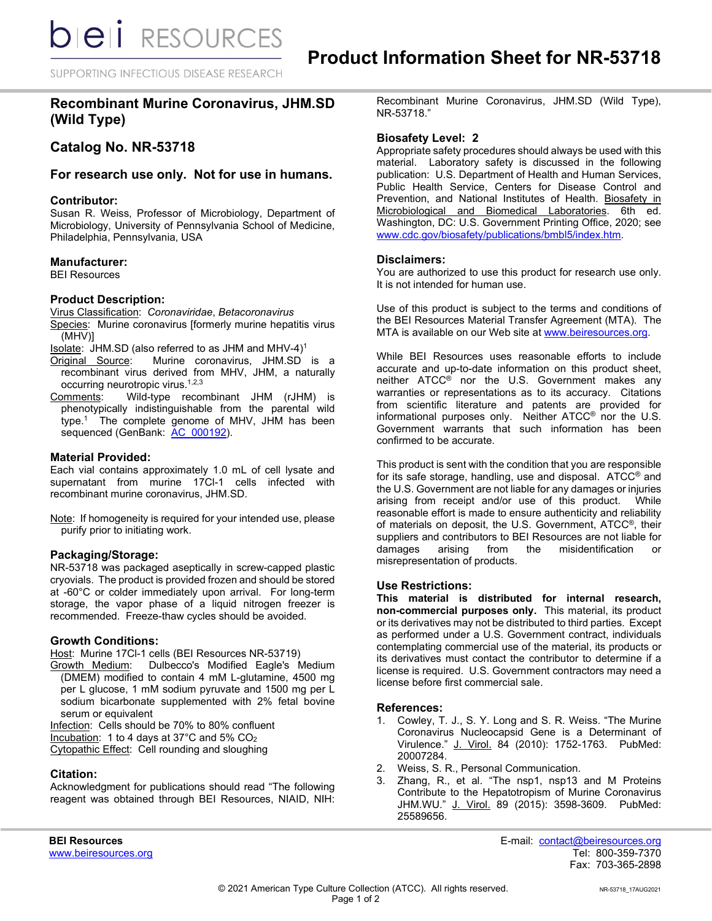# Product Information Sheet for NR-53718

## Recombinant Murine Coronavirus, JHM.SD (Wild Type)

## Catalog No. NR-53718

### For research use only. Not for use in humans.

### Contributor:

Susan R. Weiss, Professor of Microbiology, Department of Microbiology, University of Pennsylvania School of Medicine, Philadelphia, Pennsylvania, USA

### Manufacturer:

BEI Resources

### Product Description:

Virus Classification: *Coronaviridae*, *Betacoronavirus*

Species: Murine coronavirus [formerly murine hepatitis virus (MHV)]

Isolate: JHM.SD (also referred to as JHM and MHV-4)[1]

Original Source: Murine coronavirus, JHM.SD is a recombinant virus derived from MHV, JHM, a naturally occurring neurotropic virus.[1,2,3]

Comments: Wild-type recombinant JHM (rJHM) is phenotypically indistinguishable from the parental wild type.[1] The complete genome of MHV, JHM has been sequenced (GenBank: AC_000192).

### Material Provided:

Each vial contains approximately 1.0 mL of cell lysate and supernatant from murine 17Cl-1 cells infected with recombinant murine coronavirus, JHM.SD.

Note: If homogeneity is required for your intended use, please purify prior to initiating work.

### Packaging/Storage:

NR-53718 was packaged aseptically in screw-capped plastic cryovials. The product is provided frozen and should be stored at -60°C or colder immediately upon arrival. For long-term storage, the vapor phase of a liquid nitrogen freezer is recommended. Freeze-thaw cycles should be avoided.

### Growth Conditions:

Host: Murine 17Cl-1 cells (BEI Resources NR-53719)

Growth Medium: Dulbecco's Modified Eagle's Medium (DMEM) modified to contain 4 mM L-glutamine, 4500 mg per L glucose, 1 mM sodium pyruvate and 1500 mg per L sodium bicarbonate supplemented with 2% fetal bovine serum or equivalent

Infection: Cells should be 70% to 80% confluent

Incubation: 1 to 4 days at 37°C and 5% $CO_2$

Cytopathic Effect: Cell rounding and sloughing

### Citation:

Acknowledgment for publications should read "The following reagent was obtained through BEI Resources, NIAID, NIH: Recombinant Murine Coronavirus, JHM.SD (Wild Type), NR-53718."

### Biosafety Level: 2

Appropriate safety procedures should always be used with this material. Laboratory safety is discussed in the following publication: U.S. Department of Health and Human Services, Public Health Service, Centers for Disease Control and Prevention, and National Institutes of Health. Biosafety in Microbiological and Biomedical Laboratories. 6th ed. Washington, DC: U.S. Government Printing Office, 2020; see www.cdc.gov/biosafety/publications/bmbl5/index.htm.

### Disclaimers:

You are authorized to use this product for research use only. It is not intended for human use.

Use of this product is subject to the terms and conditions of the BEI Resources Material Transfer Agreement (MTA). The MTA is available on our Web site at www.beiresources.org.

While BEI Resources uses reasonable efforts to include accurate and up-to-date information on this product sheet, neither ATCC® nor the U.S. Government makes any warranties or representations as to its accuracy. Citations from scientific literature and patents are provided for informational purposes only. Neither ATCC® nor the U.S. Government warrants that such information has been confirmed to be accurate.

This product is sent with the condition that you are responsible for its safe storage, handling, use and disposal. ATCC® and the U.S. Government are not liable for any damages or injuries arising from receipt and/or use of this product. While reasonable effort is made to ensure authenticity and reliability of materials on deposit, the U.S. Government, ATCC®, their suppliers and contributors to BEI Resources are not liable for damages arising from the misidentification or misrepresentation of products.

### Use Restrictions:

**This material is distributed for internal research, non-commercial purposes only.** This material, its product or its derivatives may not be distributed to third parties. Except as performed under a U.S. Government contract, individuals contemplating commercial use of the material, its products or its derivatives must contact the contributor to determine if a license is required. U.S. Government contractors may need a license before first commercial sale.

### References:

1. Cowley, T. J., S. Y. Long and S. R. Weiss. "The Murine Coronavirus Nucleocapsid Gene is a Determinant of Virulence." J. Virol. 84 (2010): 1752-1763. PubMed: 20007284.
2. Weiss, S. R., Personal Communication.
3. Zhang, R., et al. "The nsp1, nsp13 and M Proteins Contribute to the Hepatotropism of Murine Coronavirus JHM.WU." J. Virol. 89 (2015): 3598-3609. PubMed: 25589656.

**BEI Resources**
www.beiresources.org

E-mail: contact@beiresources.org
Tel: 800-359-7370
Fax: 703-365-2898

© 2021 American Type Culture Collection (ATCC). All rights reserved.

NR-53718_17AUG2021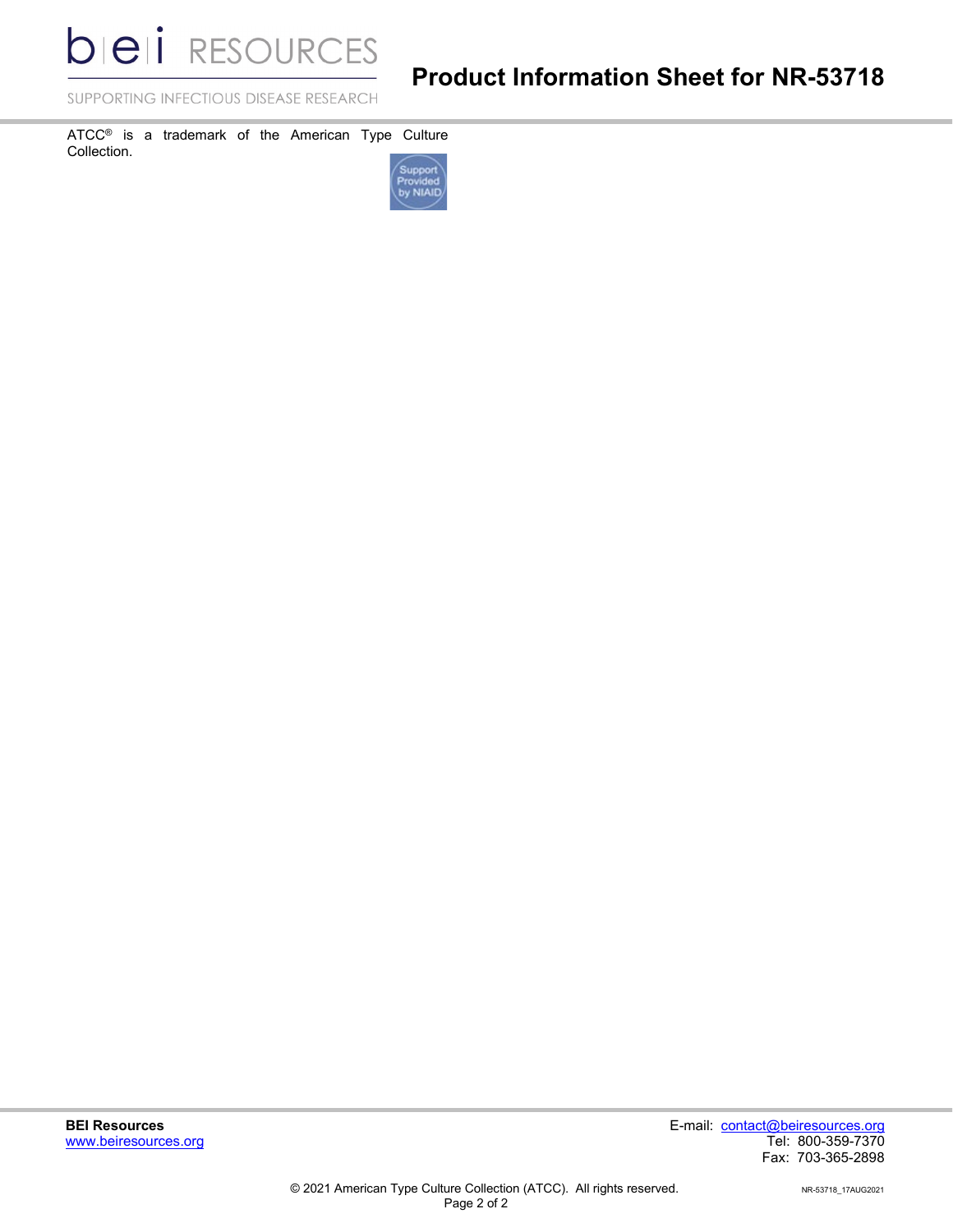ATCC® is a trademark of the American Type Culture Collection.

**BEI Resources**
www.beiresources.org

E-mail: contact@beiresources.org
Tel: 800-359-7370
Fax: 703-365-2898

© 2021 American Type Culture Collection (ATCC). All rights reserved.

NR-53718_17AUG2021